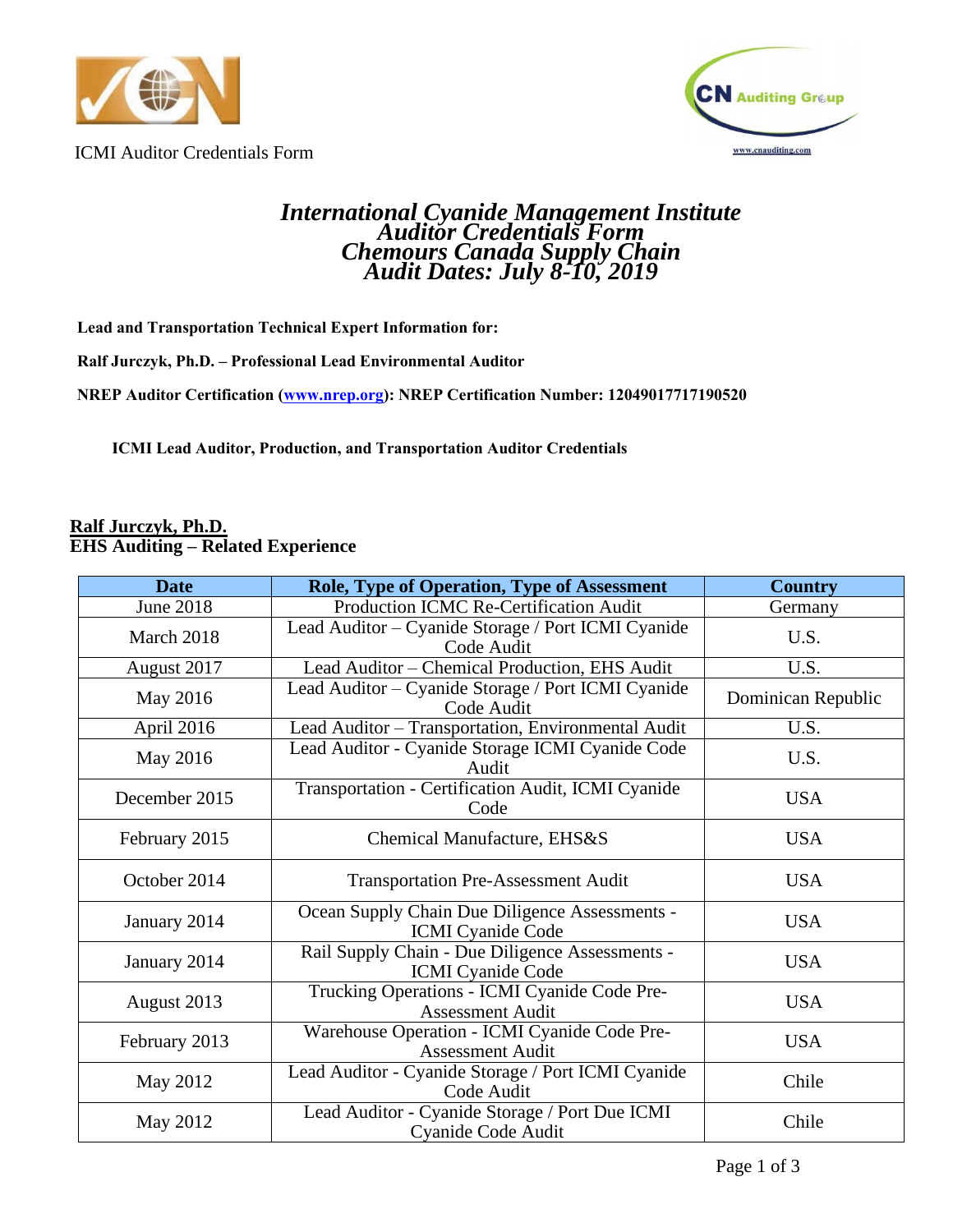ICMI Auditor Credentials Form

www.cnauditing.com

# *International Cyanide Management Institute Auditor Credentials Form Chemours Canada Supply Chain Audit Dates: July 8-10, 2019*

**Lead and Transportation Technical Expert Information for:**

**Ralf Jurczyk, Ph.D. – Professional Lead Environmental Auditor**

**NREP Auditor Certification ([www.nrep.org](www.nrep.org)): NREP Certification Number: 12049017717190520**

**ICMI Lead Auditor, Production, and Transportation Auditor Credentials**

**Ralf Jurczyk, Ph.D.**
**EHS Auditing – Related Experience**

| Date | Role, Type of Operation, Type of Assessment | Country |
|---|---|---|
| June 2018 | Production ICMC Re-Certification Audit | Germany |
| March 2018 | Lead Auditor – Cyanide Storage / Port ICMI Cyanide Code Audit | U.S. |
| August 2017 | Lead Auditor – Chemical Production, EHS Audit | U.S. |
| May 2016 | Lead Auditor – Cyanide Storage / Port ICMI Cyanide Code Audit | Dominican Republic |
| April 2016 | Lead Auditor – Transportation, Environmental Audit | U.S. |
| May 2016 | Lead Auditor - Cyanide Storage ICMI Cyanide Code Audit | U.S. |
| December 2015 | Transportation - Certification Audit, ICMI Cyanide Code | USA |
| February 2015 | Chemical Manufacture, EHS&S | USA |
| October 2014 | Transportation Pre-Assessment Audit | USA |
| January 2014 | Ocean Supply Chain Due Diligence Assessments - ICMI Cyanide Code | USA |
| January 2014 | Rail Supply Chain - Due Diligence Assessments - ICMI Cyanide Code | USA |
| August 2013 | Trucking Operations - ICMI Cyanide Code Pre-Assessment Audit | USA |
| February 2013 | Warehouse Operation - ICMI Cyanide Code Pre-Assessment Audit | USA |
| May 2012 | Lead Auditor - Cyanide Storage / Port ICMI Cyanide Code Audit | Chile |
| May 2012 | Lead Auditor - Cyanide Storage / Port Due ICMI Cyanide Code Audit | Chile |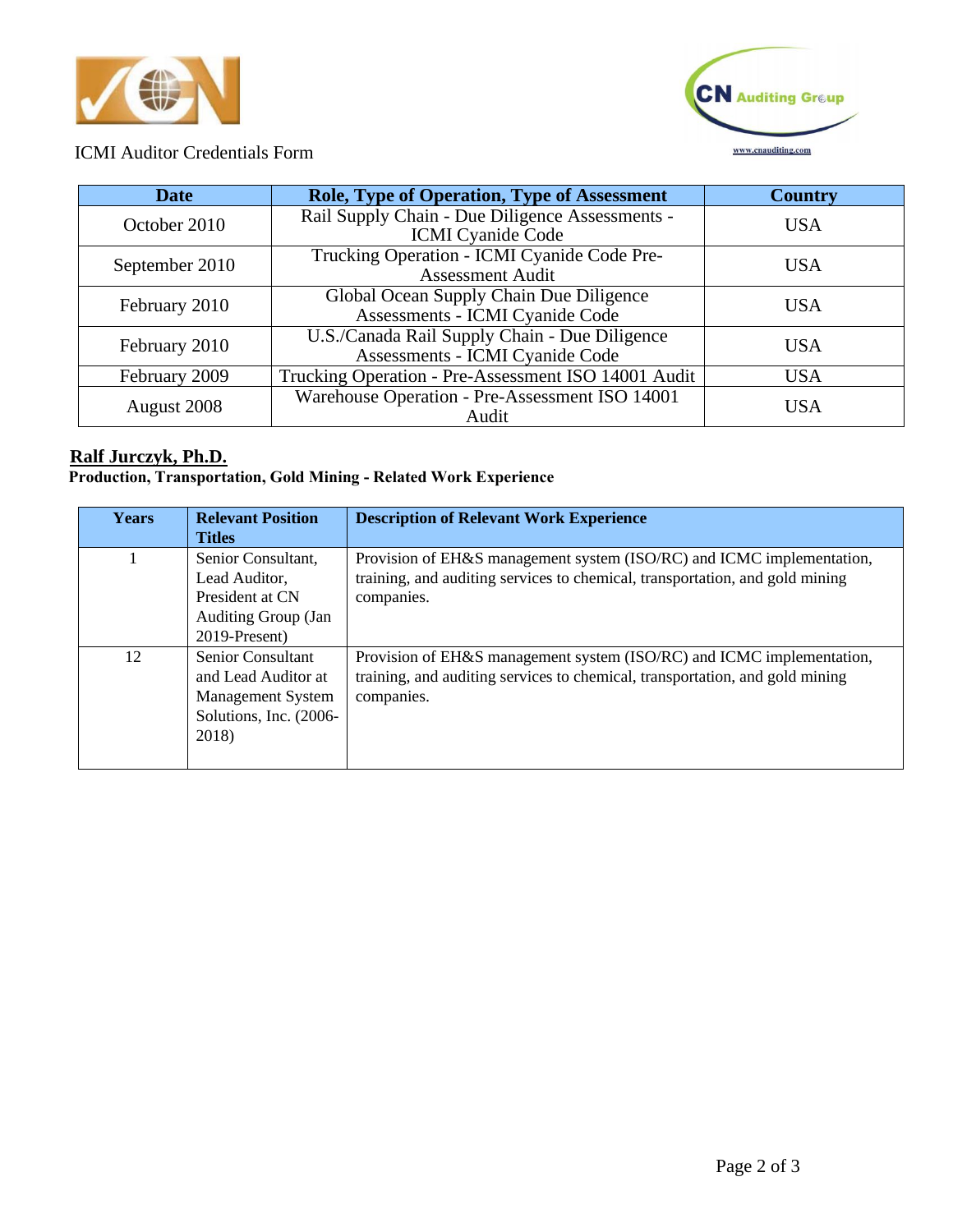ICMI Auditor Credentials Form

| Date | Role, Type of Operation, Type of Assessment | Country |
|---|---|---|
| October 2010 | Rail Supply Chain - Due Diligence Assessments - ICMI Cyanide Code | USA |
| September 2010 | Trucking Operation - ICMI Cyanide Code Pre-Assessment Audit | USA |
| February 2010 | Global Ocean Supply Chain Due Diligence Assessments - ICMI Cyanide Code | USA |
| February 2010 | U.S./Canada Rail Supply Chain - Due Diligence Assessments - ICMI Cyanide Code | USA |
| February 2009 | Trucking Operation - Pre-Assessment ISO 14001 Audit | USA |
| August 2008 | Warehouse Operation - Pre-Assessment ISO 14001 Audit | USA |

## Ralf Jurczyk, Ph.D.

**Production, Transportation, Gold Mining - Related Work Experience**

| Years | Relevant Position Titles | Description of Relevant Work Experience |
|---|---|---|
| 1 | Senior Consultant, Lead Auditor, President at CN Auditing Group (Jan 2019-Present) | Provision of EH&S management system (ISO/RC) and ICMC implementation, training, and auditing services to chemical, transportation, and gold mining companies. |
| 12 | Senior Consultant and Lead Auditor at Management System Solutions, Inc. (2006-2018) | Provision of EH&S management system (ISO/RC) and ICMC implementation, training, and auditing services to chemical, transportation, and gold mining companies. |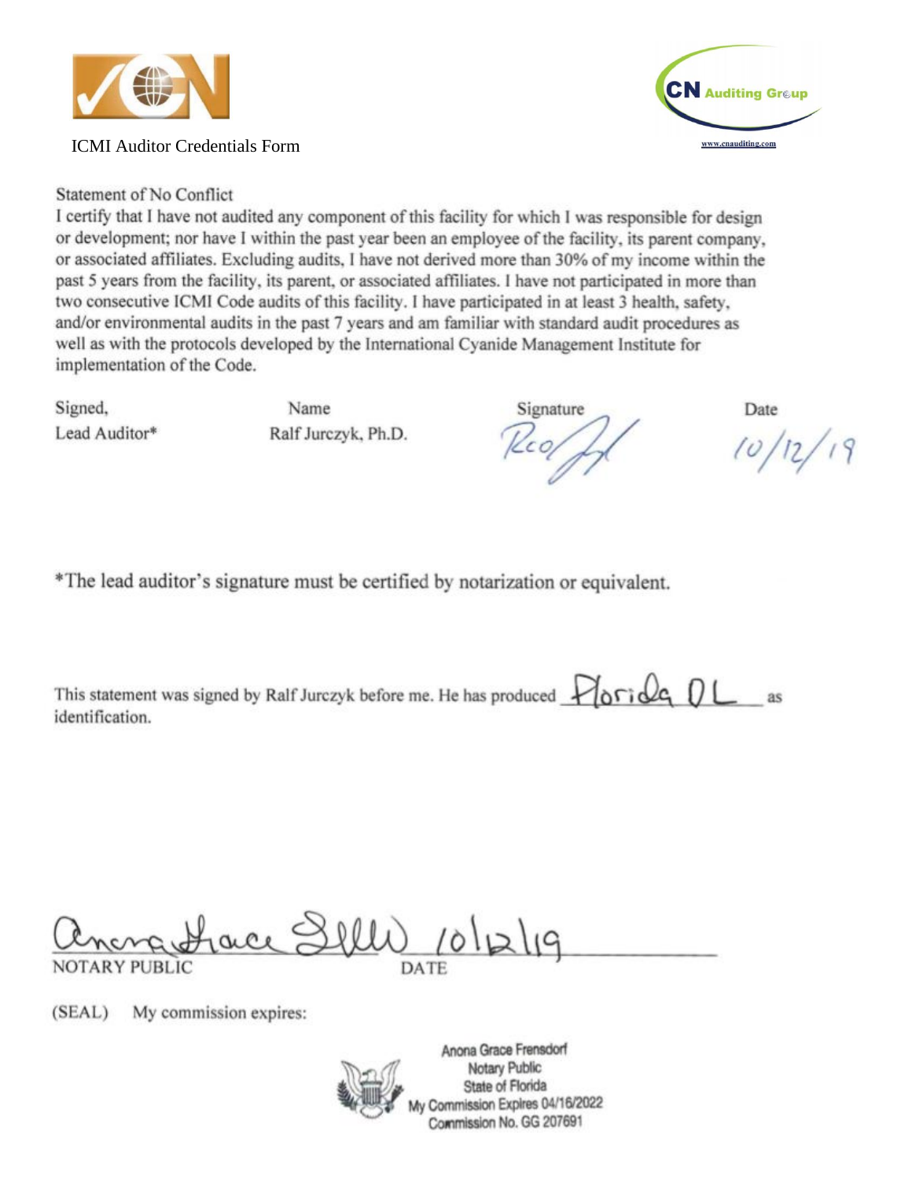ICMI Auditor Credentials Form

CN Auditing Group

www.cnauditing.com

Statement of No Conflict

I certify that I have not audited any component of this facility for which I was responsible for design or development; nor have I within the past year been an employee of the facility, its parent company, or associated affiliates. Excluding audits, I have not derived more than 30% of my income within the past 5 years from the facility, its parent, or associated affiliates. I have not participated in more than two consecutive ICMI Code audits of this facility. I have participated in at least 3 health, safety, and/or environmental audits in the past 7 years and am familiar with standard audit procedures as well as with the protocols developed by the International Cyanide Management Institute for implementation of the Code.

| | | | |
|---|---|---|---|
| Signed, | Name | Signature | Date |
| Lead Auditor* | Ralf Jurczyk, Ph.D. | Ralf Jurczyk | 10/12/19 |

*The lead auditor's signature must be certified by notarization or equivalent.

This statement was signed by Ralf Jurczyk before me. He has produced Florida DL as identification.

Anona Grace Frensdorf 10/12/19

NOTARY PUBLIC DATE

(SEAL) My commission expires:

Anona Grace Frensdorf
Notary Public
State of Florida
My Commission Expires 04/16/2022
Commission No. GG 207691